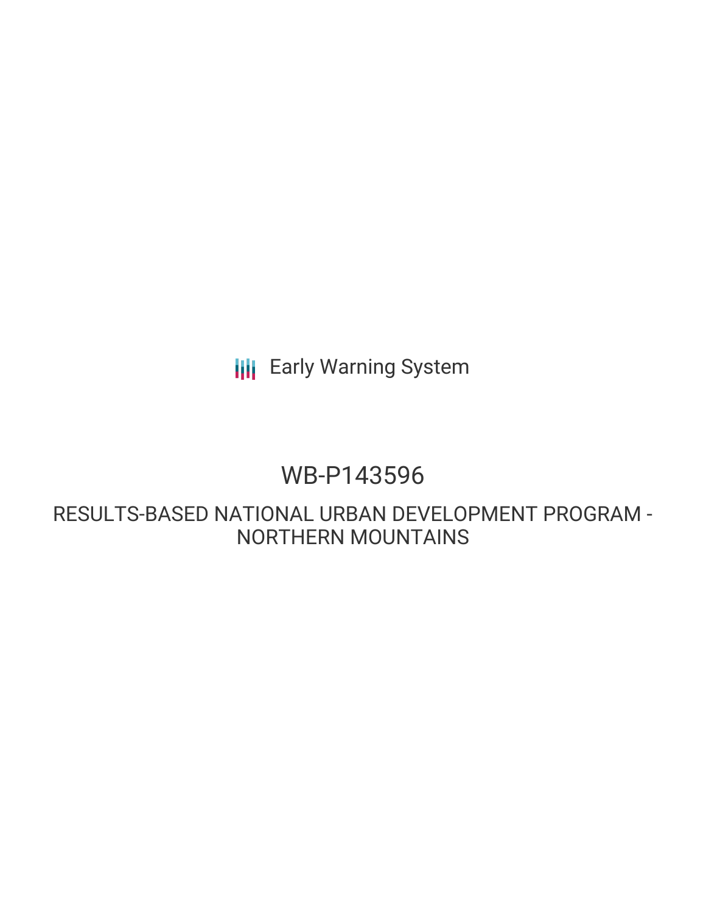Early Warning System

# WB-P143596

## RESULTS-BASED NATIONAL URBAN DEVELOPMENT PROGRAM - NORTHERN MOUNTAINS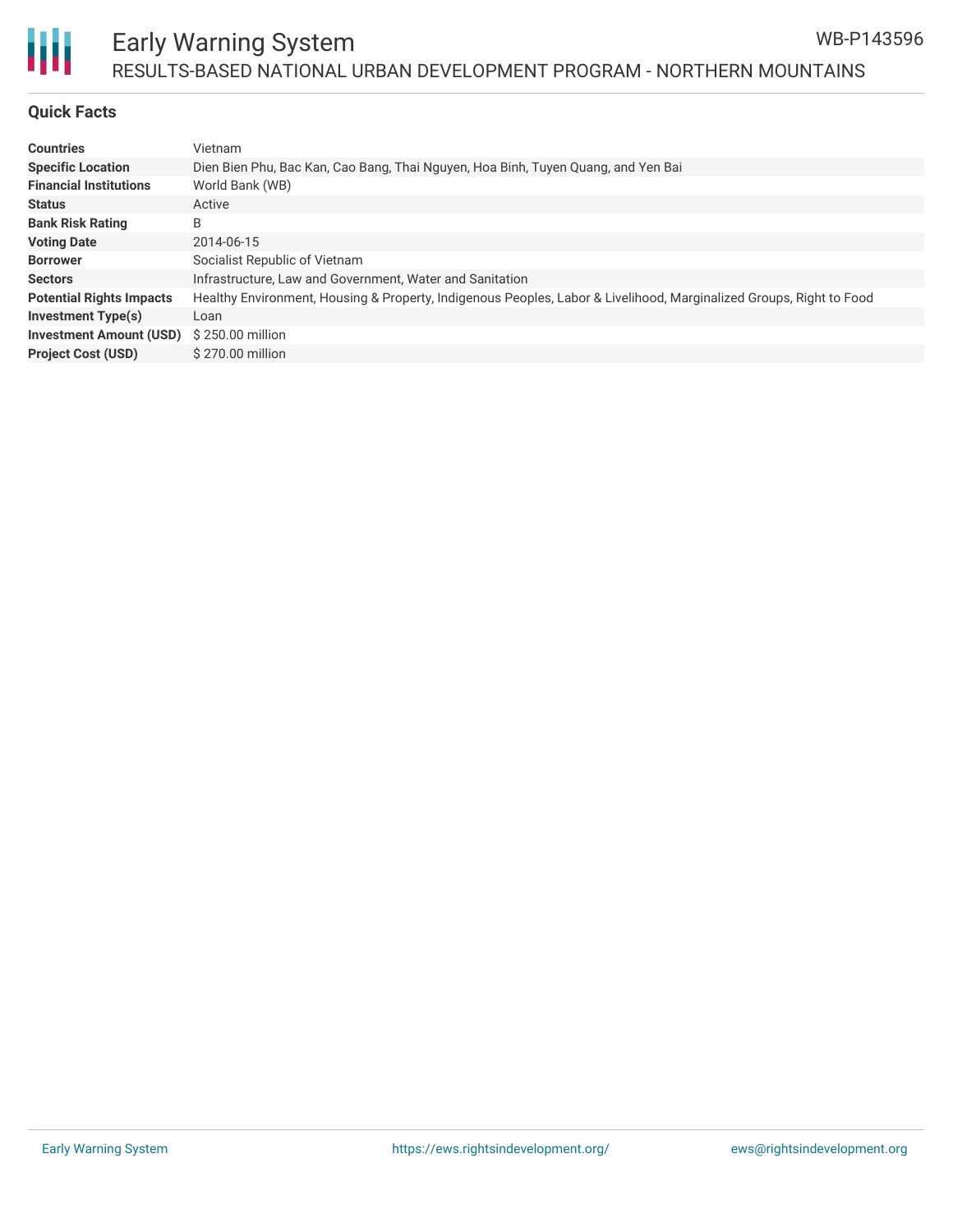## Quick Facts

| | |
|---|---|
| **Countries** | Vietnam |
| **Specific Location** | Dien Bien Phu, Bac Kan, Cao Bang, Thai Nguyen, Hoa Binh, Tuyen Quang, and Yen Bai |
| **Financial Institutions** | World Bank (WB) |
| **Status** | Active |
| **Bank Risk Rating** | B |
| **Voting Date** | 2014-06-15 |
| **Borrower** | Socialist Republic of Vietnam |
| **Sectors** | Infrastructure, Law and Government, Water and Sanitation |
| **Potential Rights Impacts** | Healthy Environment, Housing & Property, Indigenous Peoples, Labor & Livelihood, Marginalized Groups, Right to Food |
| **Investment Type(s)** | Loan |
| **Investment Amount (USD)** | $ 250.00 million |
| **Project Cost (USD)** | $ 270.00 million |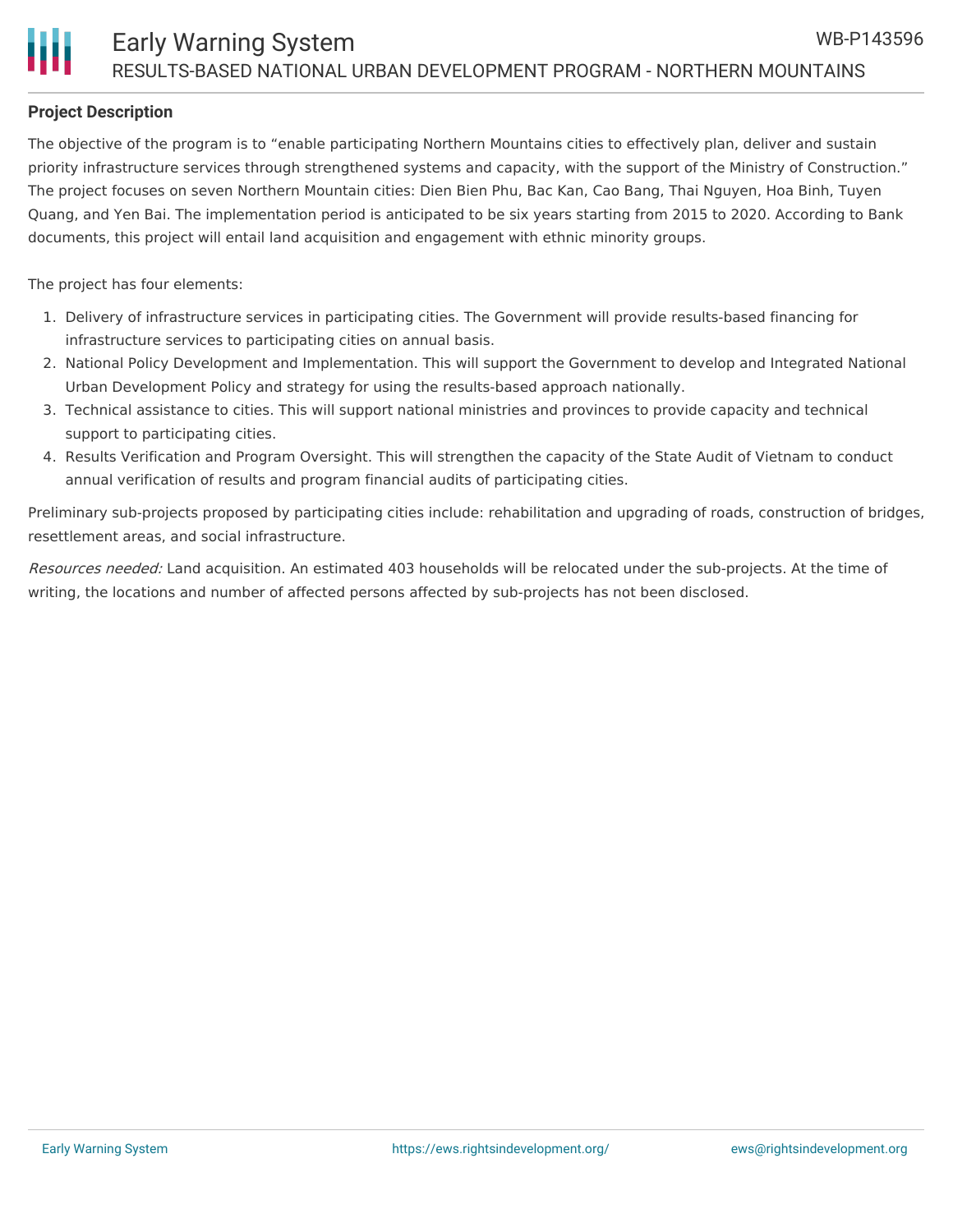## Project Description

The objective of the program is to "enable participating Northern Mountains cities to effectively plan, deliver and sustain priority infrastructure services through strengthened systems and capacity, with the support of the Ministry of Construction." The project focuses on seven Northern Mountain cities: Dien Bien Phu, Bac Kan, Cao Bang, Thai Nguyen, Hoa Binh, Tuyen Quang, and Yen Bai. The implementation period is anticipated to be six years starting from 2015 to 2020. According to Bank documents, this project will entail land acquisition and engagement with ethnic minority groups.

The project has four elements:

1. Delivery of infrastructure services in participating cities. The Government will provide results-based financing for infrastructure services to participating cities on annual basis.
2. National Policy Development and Implementation. This will support the Government to develop and Integrated National Urban Development Policy and strategy for using the results-based approach nationally.
3. Technical assistance to cities. This will support national ministries and provinces to provide capacity and technical support to participating cities.
4. Results Verification and Program Oversight. This will strengthen the capacity of the State Audit of Vietnam to conduct annual verification of results and program financial audits of participating cities.

Preliminary sub-projects proposed by participating cities include: rehabilitation and upgrading of roads, construction of bridges, resettlement areas, and social infrastructure.

*Resources needed:* Land acquisition. An estimated 403 households will be relocated under the sub-projects. At the time of writing, the locations and number of affected persons affected by sub-projects has not been disclosed.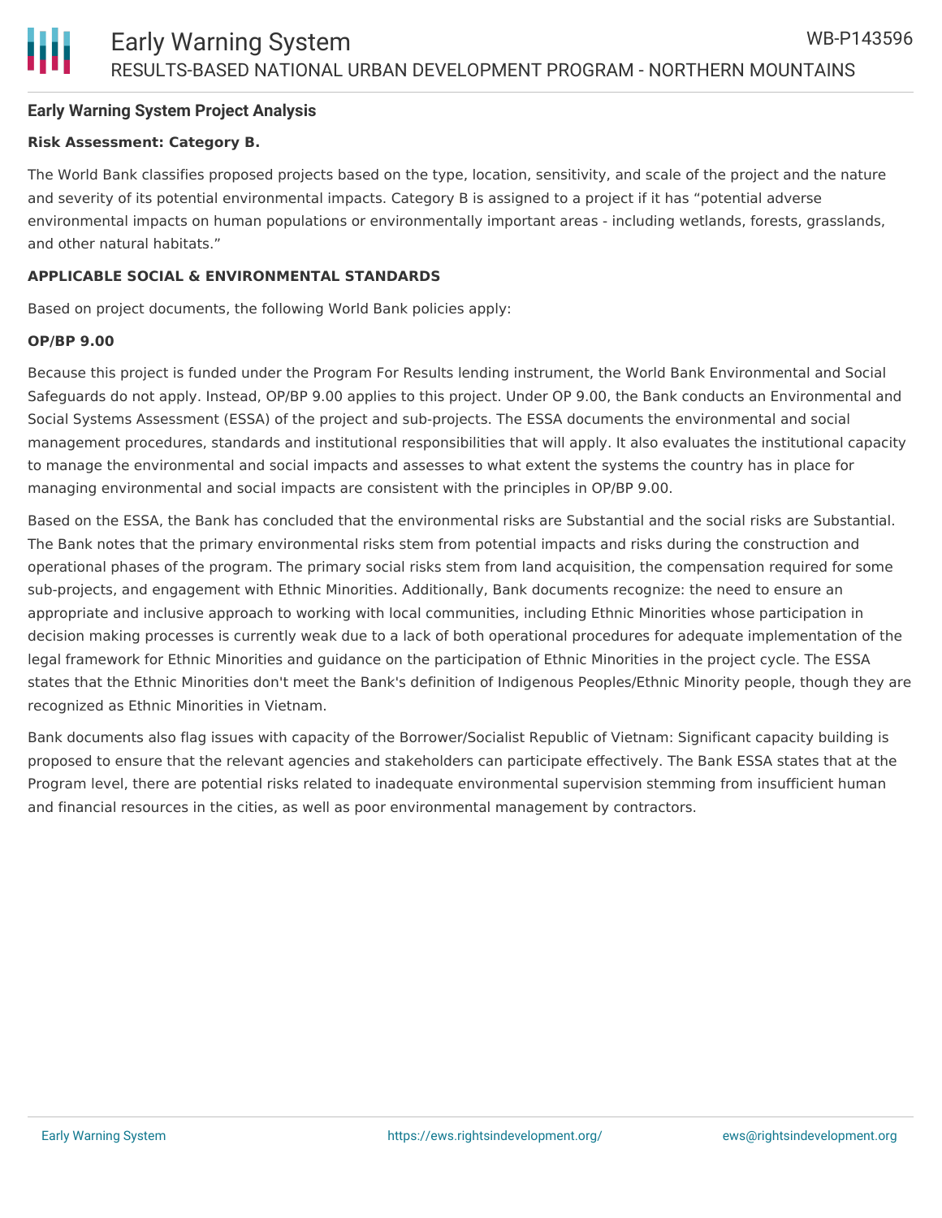**Early Warning System Project Analysis**

**Risk Assessment: Category B.**

The World Bank classifies proposed projects based on the type, location, sensitivity, and scale of the project and the nature and severity of its potential environmental impacts. Category B is assigned to a project if it has "potential adverse environmental impacts on human populations or environmentally important areas - including wetlands, forests, grasslands, and other natural habitats."

**APPLICABLE SOCIAL & ENVIRONMENTAL STANDARDS**

Based on project documents, the following World Bank policies apply:

**OP/BP 9.00**

Because this project is funded under the Program For Results lending instrument, the World Bank Environmental and Social Safeguards do not apply. Instead, OP/BP 9.00 applies to this project. Under OP 9.00, the Bank conducts an Environmental and Social Systems Assessment (ESSA) of the project and sub-projects. The ESSA documents the environmental and social management procedures, standards and institutional responsibilities that will apply. It also evaluates the institutional capacity to manage the environmental and social impacts and assesses to what extent the systems the country has in place for managing environmental and social impacts are consistent with the principles in OP/BP 9.00.

Based on the ESSA, the Bank has concluded that the environmental risks are Substantial and the social risks are Substantial. The Bank notes that the primary environmental risks stem from potential impacts and risks during the construction and operational phases of the program. The primary social risks stem from land acquisition, the compensation required for some sub-projects, and engagement with Ethnic Minorities. Additionally, Bank documents recognize: the need to ensure an appropriate and inclusive approach to working with local communities, including Ethnic Minorities whose participation in decision making processes is currently weak due to a lack of both operational procedures for adequate implementation of the legal framework for Ethnic Minorities and guidance on the participation of Ethnic Minorities in the project cycle. The ESSA states that the Ethnic Minorities don't meet the Bank's definition of Indigenous Peoples/Ethnic Minority people, though they are recognized as Ethnic Minorities in Vietnam.

Bank documents also flag issues with capacity of the Borrower/Socialist Republic of Vietnam: Significant capacity building is proposed to ensure that the relevant agencies and stakeholders can participate effectively. The Bank ESSA states that at the Program level, there are potential risks related to inadequate environmental supervision stemming from insufficient human and financial resources in the cities, as well as poor environmental management by contractors.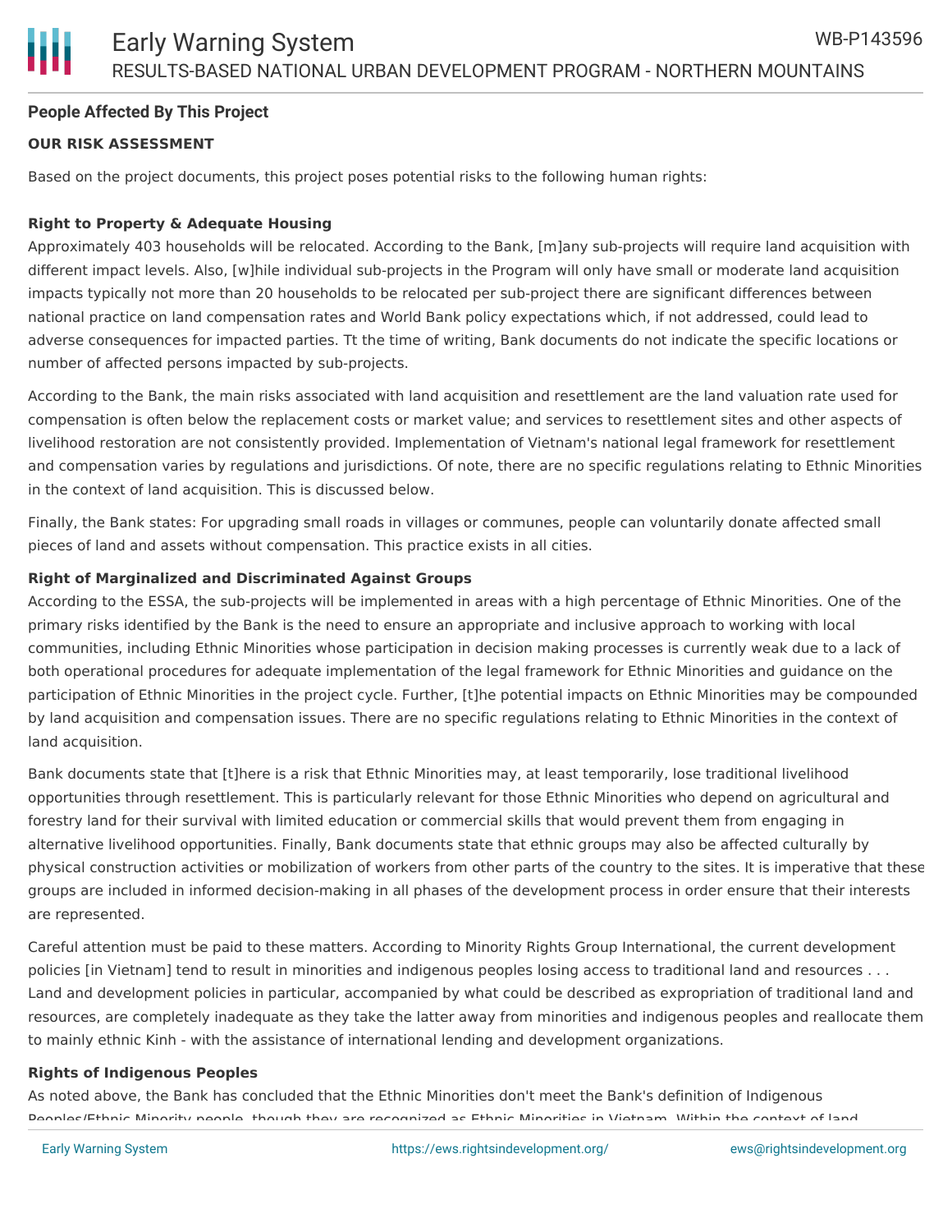### People Affected By This Project

**OUR RISK ASSESSMENT**

Based on the project documents, this project poses potential risks to the following human rights:

**Right to Property & Adequate Housing**

Approximately 403 households will be relocated. According to the Bank, [m]any sub-projects will require land acquisition with different impact levels. Also, [w]hile individual sub-projects in the Program will only have small or moderate land acquisition impacts typically not more than 20 households to be relocated per sub-project there are significant differences between national practice on land compensation rates and World Bank policy expectations which, if not addressed, could lead to adverse consequences for impacted parties. Tt the time of writing, Bank documents do not indicate the specific locations or number of affected persons impacted by sub-projects.

According to the Bank, the main risks associated with land acquisition and resettlement are the land valuation rate used for compensation is often below the replacement costs or market value; and services to resettlement sites and other aspects of livelihood restoration are not consistently provided. Implementation of Vietnam's national legal framework for resettlement and compensation varies by regulations and jurisdictions. Of note, there are no specific regulations relating to Ethnic Minorities in the context of land acquisition. This is discussed below.

Finally, the Bank states: For upgrading small roads in villages or communes, people can voluntarily donate affected small pieces of land and assets without compensation. This practice exists in all cities.

**Right of Marginalized and Discriminated Against Groups**

According to the ESSA, the sub-projects will be implemented in areas with a high percentage of Ethnic Minorities. One of the primary risks identified by the Bank is the need to ensure an appropriate and inclusive approach to working with local communities, including Ethnic Minorities whose participation in decision making processes is currently weak due to a lack of both operational procedures for adequate implementation of the legal framework for Ethnic Minorities and guidance on the participation of Ethnic Minorities in the project cycle. Further, [t]he potential impacts on Ethnic Minorities may be compounded by land acquisition and compensation issues. There are no specific regulations relating to Ethnic Minorities in the context of land acquisition.

Bank documents state that [t]here is a risk that Ethnic Minorities may, at least temporarily, lose traditional livelihood opportunities through resettlement. This is particularly relevant for those Ethnic Minorities who depend on agricultural and forestry land for their survival with limited education or commercial skills that would prevent them from engaging in alternative livelihood opportunities. Finally, Bank documents state that ethnic groups may also be affected culturally by physical construction activities or mobilization of workers from other parts of the country to the sites. It is imperative that these groups are included in informed decision-making in all phases of the development process in order ensure that their interests are represented.

Careful attention must be paid to these matters. According to Minority Rights Group International, the current development policies [in Vietnam] tend to result in minorities and indigenous peoples losing access to traditional land and resources . . . Land and development policies in particular, accompanied by what could be described as expropriation of traditional land and resources, are completely inadequate as they take the latter away from minorities and indigenous peoples and reallocate them to mainly ethnic Kinh - with the assistance of international lending and development organizations.

**Rights of Indigenous Peoples**

As noted above, the Bank has concluded that the Ethnic Minorities don't meet the Bank's definition of Indigenous Peoples/Ethnic Minority people, though they are recognized as Ethnic Minorities in Vietnam. Within the context of land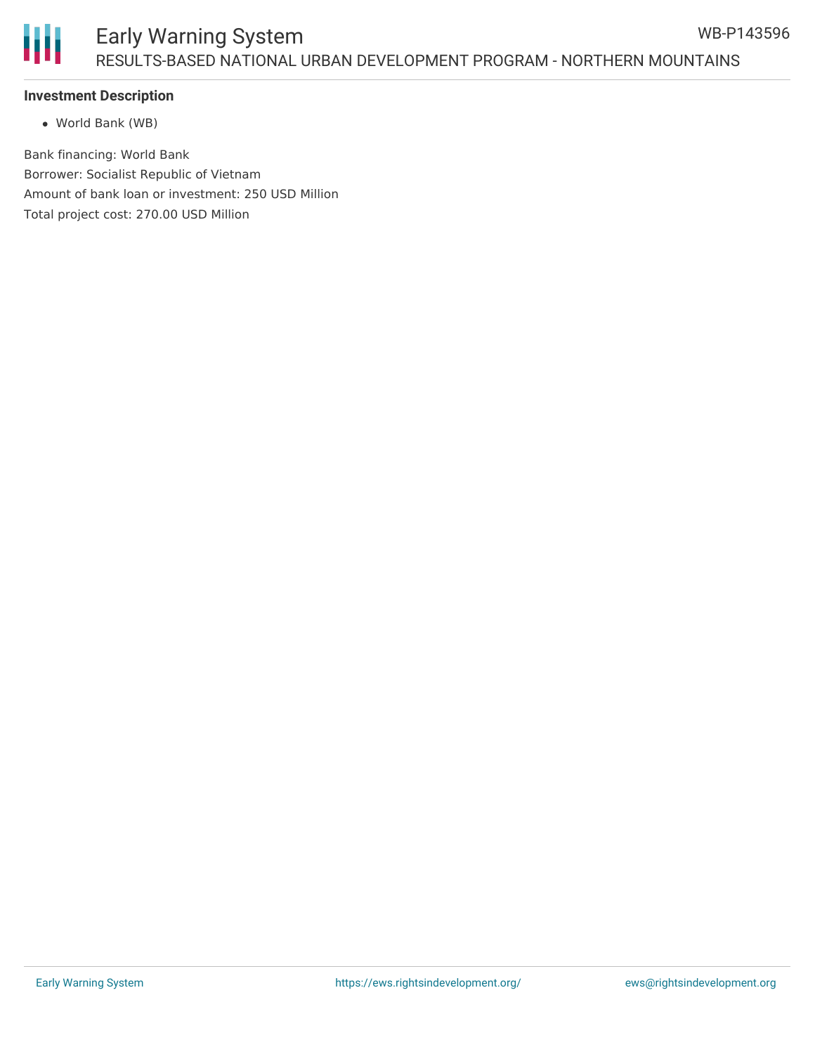### Investment Description

- World Bank (WB)

Bank financing: World Bank
Borrower: Socialist Republic of Vietnam
Amount of bank loan or investment: 250 USD Million
Total project cost: 270.00 USD Million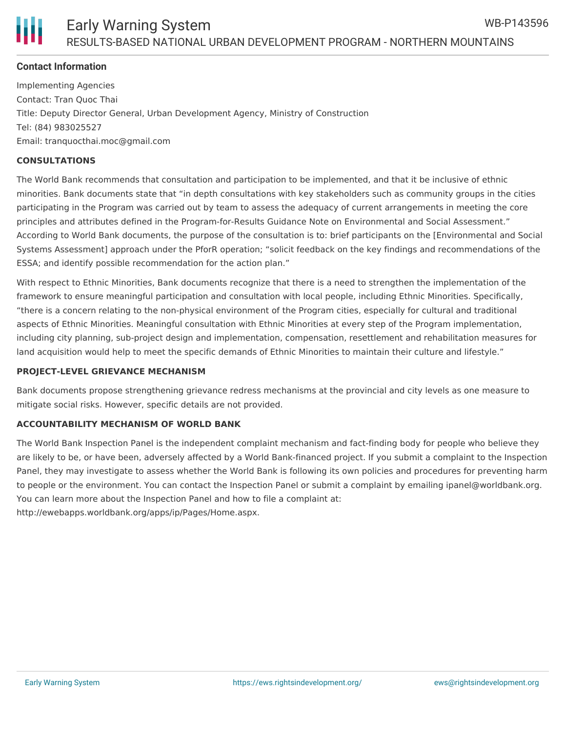**Contact Information**

Implementing Agencies
Contact: Tran Quoc Thai
Title: Deputy Director General, Urban Development Agency, Ministry of Construction
Tel: (84) 983025527
Email: tranquocthai.moc@gmail.com

**CONSULTATIONS**

The World Bank recommends that consultation and participation to be implemented, and that it be inclusive of ethnic minorities. Bank documents state that "in depth consultations with key stakeholders such as community groups in the cities participating in the Program was carried out by team to assess the adequacy of current arrangements in meeting the core principles and attributes defined in the Program-for-Results Guidance Note on Environmental and Social Assessment." According to World Bank documents, the purpose of the consultation is to: brief participants on the [Environmental and Social Systems Assessment] approach under the PforR operation; "solicit feedback on the key findings and recommendations of the ESSA; and identify possible recommendation for the action plan."

With respect to Ethnic Minorities, Bank documents recognize that there is a need to strengthen the implementation of the framework to ensure meaningful participation and consultation with local people, including Ethnic Minorities. Specifically, "there is a concern relating to the non-physical environment of the Program cities, especially for cultural and traditional aspects of Ethnic Minorities. Meaningful consultation with Ethnic Minorities at every step of the Program implementation, including city planning, sub-project design and implementation, compensation, resettlement and rehabilitation measures for land acquisition would help to meet the specific demands of Ethnic Minorities to maintain their culture and lifestyle."

**PROJECT-LEVEL GRIEVANCE MECHANISM**

Bank documents propose strengthening grievance redress mechanisms at the provincial and city levels as one measure to mitigate social risks. However, specific details are not provided.

**ACCOUNTABILITY MECHANISM OF WORLD BANK**

The World Bank Inspection Panel is the independent complaint mechanism and fact-finding body for people who believe they are likely to be, or have been, adversely affected by a World Bank-financed project. If you submit a complaint to the Inspection Panel, they may investigate to assess whether the World Bank is following its own policies and procedures for preventing harm to people or the environment. You can contact the Inspection Panel or submit a complaint by emailing ipanel@worldbank.org. You can learn more about the Inspection Panel and how to file a complaint at: http://ewebapps.worldbank.org/apps/ip/Pages/Home.aspx.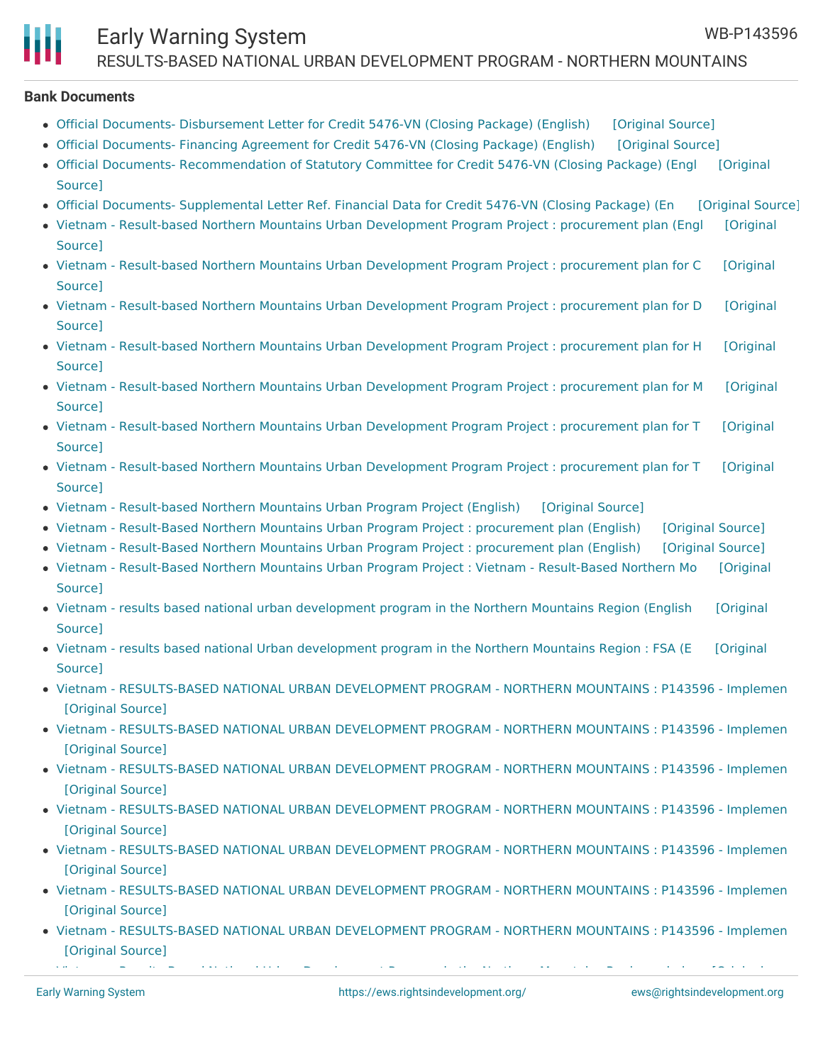## Bank Documents

- Official Documents- Disbursement Letter for Credit 5476-VN (Closing Package) (English) [Original Source]
- Official Documents- Financing Agreement for Credit 5476-VN (Closing Package) (English) [Original Source]
- Official Documents- Recommendation of Statutory Committee for Credit 5476-VN (Closing Package) (Engl [Original Source]
- Official Documents- Supplemental Letter Ref. Financial Data for Credit 5476-VN (Closing Package) (En [Original Source]
- Vietnam - Result-based Northern Mountains Urban Development Program Project : procurement plan (Engl [Original Source]
- Vietnam - Result-based Northern Mountains Urban Development Program Project : procurement plan for C [Original Source]
- Vietnam - Result-based Northern Mountains Urban Development Program Project : procurement plan for D [Original Source]
- Vietnam - Result-based Northern Mountains Urban Development Program Project : procurement plan for H [Original Source]
- Vietnam - Result-based Northern Mountains Urban Development Program Project : procurement plan for M [Original Source]
- Vietnam - Result-based Northern Mountains Urban Development Program Project : procurement plan for T [Original Source]
- Vietnam - Result-based Northern Mountains Urban Development Program Project : procurement plan for T [Original Source]
- Vietnam - Result-based Northern Mountains Urban Program Project (English) [Original Source]
- Vietnam - Result-Based Northern Mountains Urban Program Project : procurement plan (English) [Original Source]
- Vietnam - Result-Based Northern Mountains Urban Program Project : procurement plan (English) [Original Source]
- Vietnam - Result-Based Northern Mountains Urban Program Project : Vietnam - Result-Based Northern Mo [Original Source]
- Vietnam - results based national urban development program in the Northern Mountains Region (English [Original Source]
- Vietnam - results based national Urban development program in the Northern Mountains Region : FSA (E [Original Source]
- Vietnam - RESULTS-BASED NATIONAL URBAN DEVELOPMENT PROGRAM - NORTHERN MOUNTAINS : P143596 - Implemen [Original Source]
- Vietnam - RESULTS-BASED NATIONAL URBAN DEVELOPMENT PROGRAM - NORTHERN MOUNTAINS : P143596 - Implemen [Original Source]
- Vietnam - RESULTS-BASED NATIONAL URBAN DEVELOPMENT PROGRAM - NORTHERN MOUNTAINS : P143596 - Implemen [Original Source]
- Vietnam - RESULTS-BASED NATIONAL URBAN DEVELOPMENT PROGRAM - NORTHERN MOUNTAINS : P143596 - Implemen [Original Source]
- Vietnam - RESULTS-BASED NATIONAL URBAN DEVELOPMENT PROGRAM - NORTHERN MOUNTAINS : P143596 - Implemen [Original Source]
- Vietnam - RESULTS-BASED NATIONAL URBAN DEVELOPMENT PROGRAM - NORTHERN MOUNTAINS : P143596 - Implemen [Original Source]
- Vietnam - RESULTS-BASED NATIONAL URBAN DEVELOPMENT PROGRAM - NORTHERN MOUNTAINS : P143596 - Implemen [Original Source]